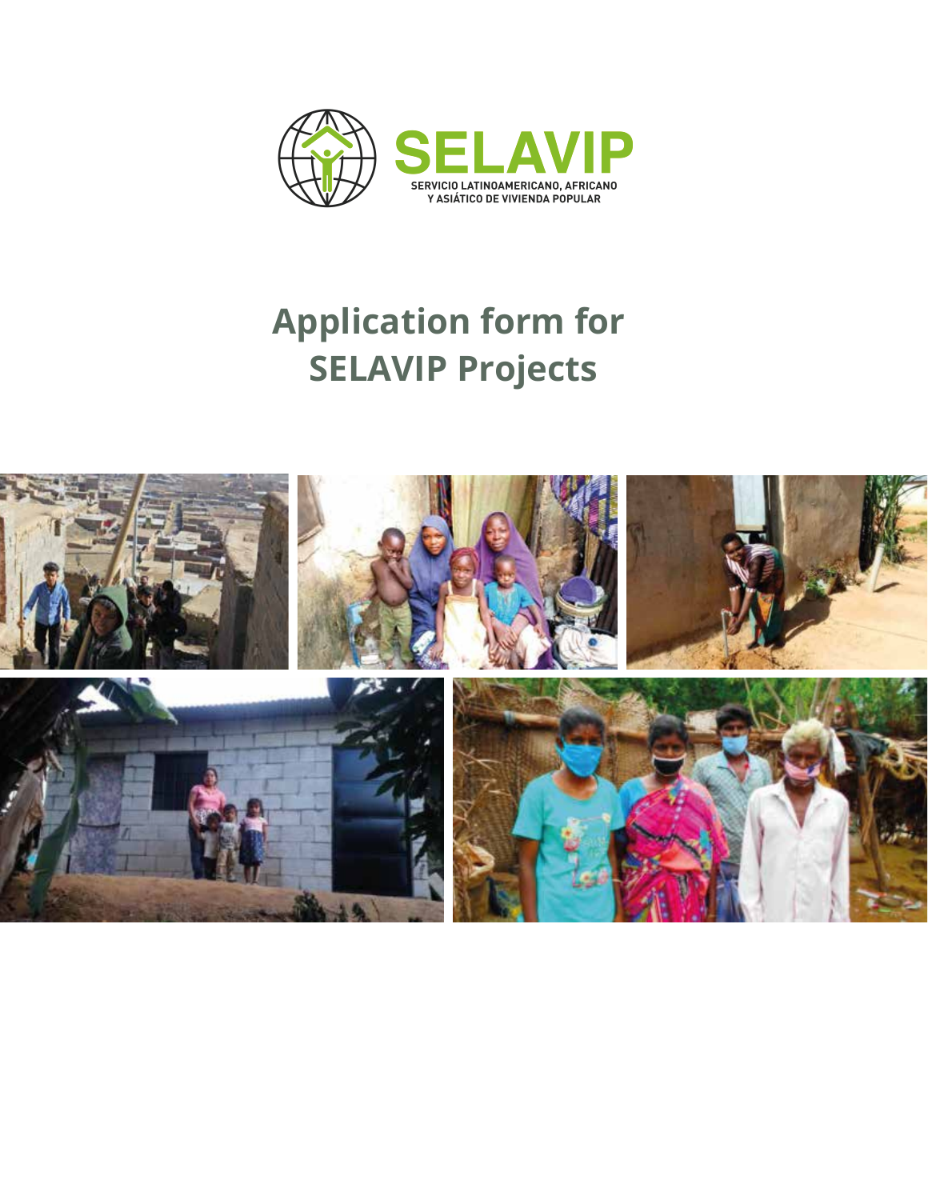SELAVIP

SERVICIO LATINOAMERICANO, AFRICANO Y ASIÁTICO DE VIVIENDA POPULAR

# Application form for SELAVIP Projects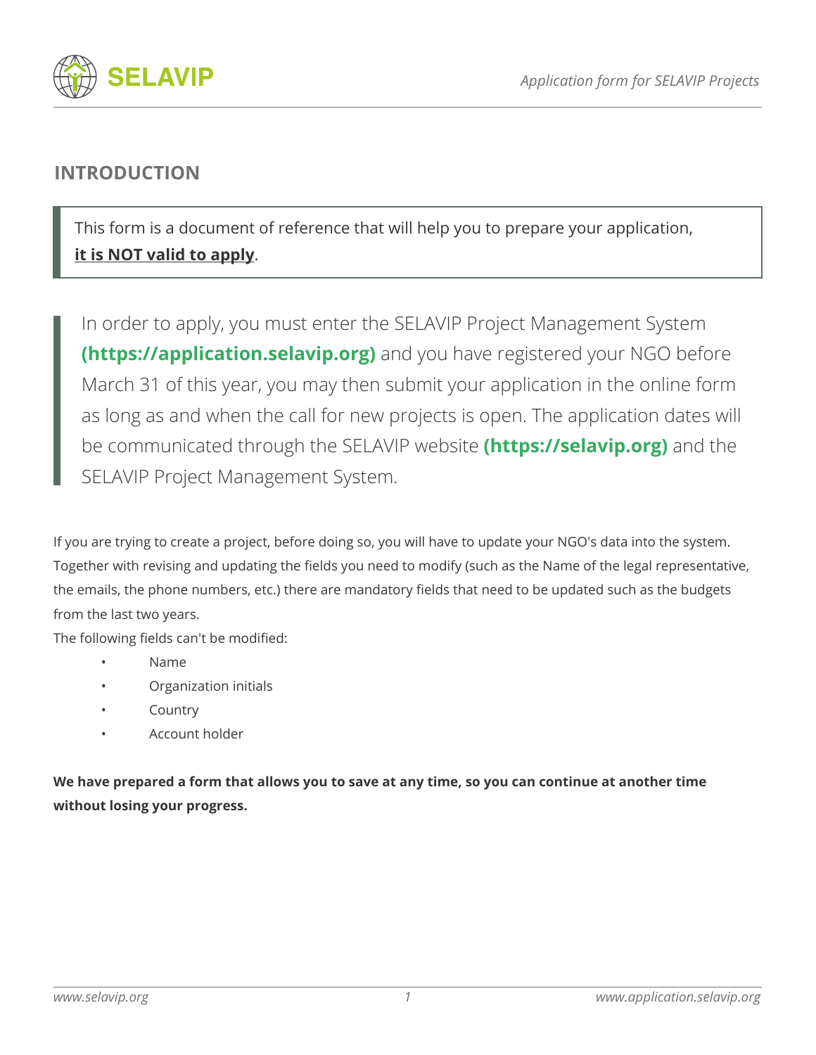## INTRODUCTION

> This form is a document of reference that will help you to prepare your application, **it is NOT valid to apply**.

> In order to apply, you must enter the SELAVIP Project Management System **(https://application.selavip.org)** and you have registered your NGO before March 31 of this year, you may then submit your application in the online form as long as and when the call for new projects is open. The application dates will be communicated through the SELAVIP website **(https://selavip.org)** and the SELAVIP Project Management System.

If you are trying to create a project, before doing so, you will have to update your NGO's data into the system. Together with revising and updating the fields you need to modify (such as the Name of the legal representative, the emails, the phone numbers, etc.) there are mandatory fields that need to be updated such as the budgets from the last two years.

The following fields can't be modified:

- Name
- Organization initials
- Country
- Account holder

**We have prepared a form that allows you to save at any time, so you can continue at another time without losing your progress.**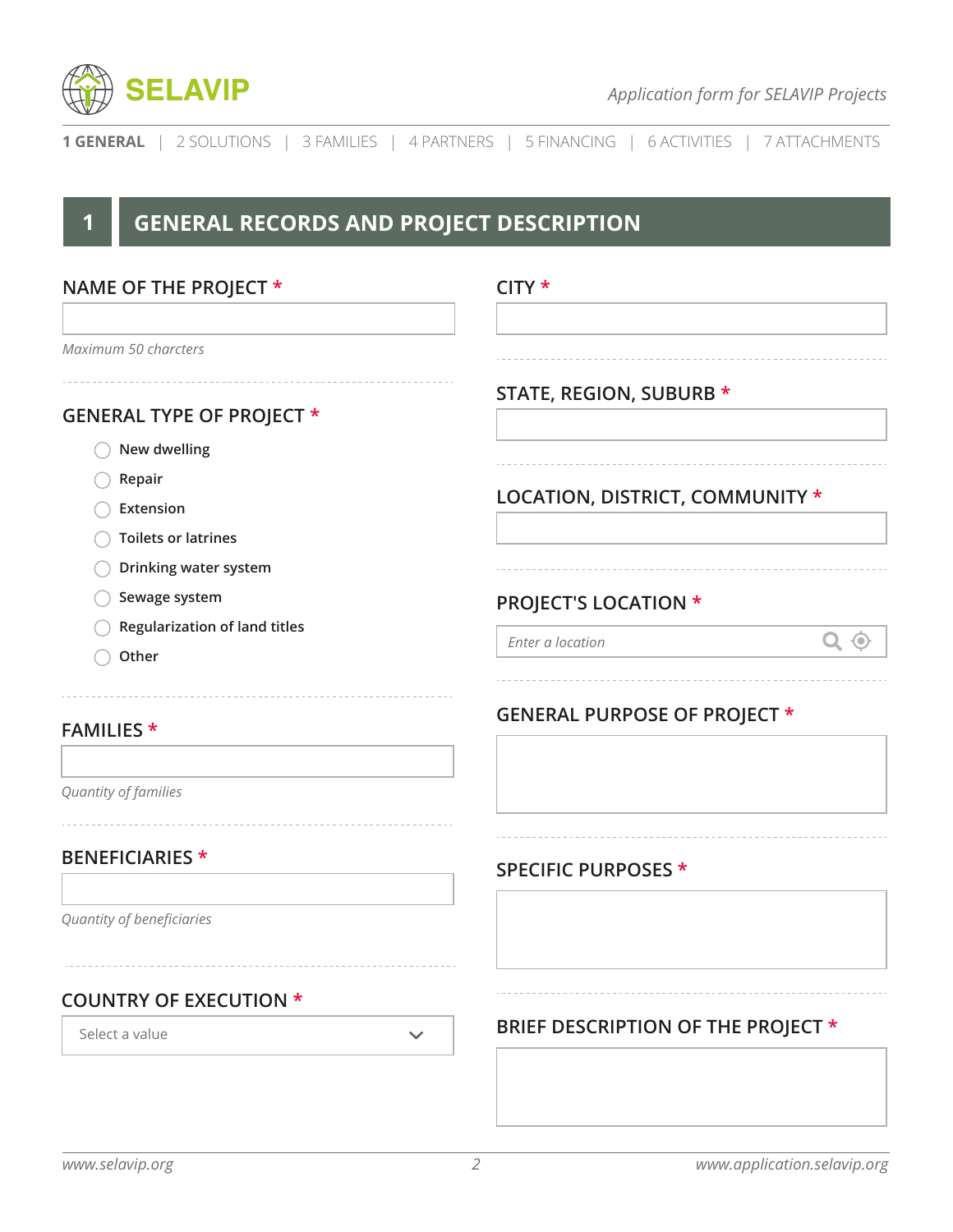1 GENERAL | 2 SOLUTIONS | 3 FAMILIES | 4 PARTNERS | 5 FINANCING | 6 ACTIVITIES | 7 ATTACHMENTS

# 1 GENERAL RECORDS AND PROJECT DESCRIPTION

**NAME OF THE PROJECT \***

*Maximum 50 charcters*

**GENERAL TYPE OF PROJECT \***

- ◯ New dwelling
- ◯ Repair
- ◯ Extension
- ◯ Toilets or latrines
- ◯ Drinking water system
- ◯ Sewage system
- ◯ Regularization of land titles
- ◯ Other

**FAMILIES \***

*Quantity of families*

**BENEFICIARIES \***

*Quantity of beneficiaries*

**COUNTRY OF EXECUTION \***

Select a value

**CITY \***

**STATE, REGION, SUBURB \***

**LOCATION, DISTRICT, COMMUNITY \***

**PROJECT'S LOCATION \***

*Enter a location*

**GENERAL PURPOSE OF PROJECT \***

**SPECIFIC PURPOSES \***

**BRIEF DESCRIPTION OF THE PROJECT \***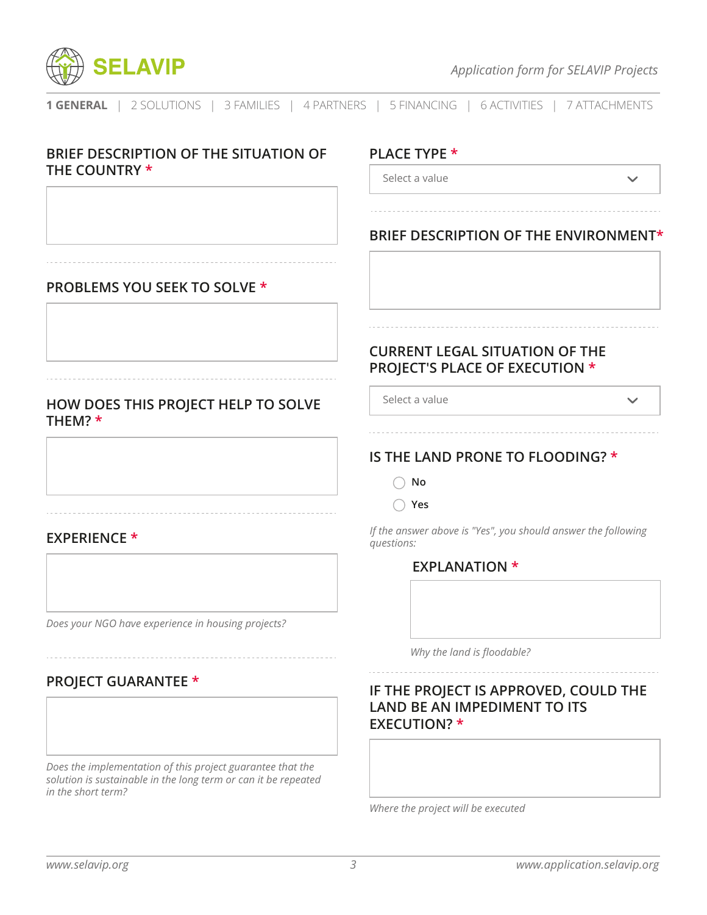**1 GENERAL** | 2 SOLUTIONS | 3 FAMILIES | 4 PARTNERS | 5 FINANCING | 6 ACTIVITIES | 7 ATTACHMENTS

### BRIEF DESCRIPTION OF THE SITUATION OF THE COUNTRY *

### PROBLEMS YOU SEEK TO SOLVE *

### HOW DOES THIS PROJECT HELP TO SOLVE THEM? *

### EXPERIENCE *

*Does your NGO have experience in housing projects?*

### PROJECT GUARANTEE *

*Does the implementation of this project guarantee that the solution is sustainable in the long term or can it be repeated in the short term?*

### PLACE TYPE *

Select a value

### BRIEF DESCRIPTION OF THE ENVIRONMENT*

### CURRENT LEGAL SITUATION OF THE PROJECT'S PLACE OF EXECUTION *

Select a value

### IS THE LAND PRONE TO FLOODING? *

- No
- Yes

*If the answer above is "Yes", you should answer the following questions:*

#### EXPLANATION *

*Why the land is floodable?*

### IF THE PROJECT IS APPROVED, COULD THE LAND BE AN IMPEDIMENT TO ITS EXECUTION? *

*Where the project will be executed*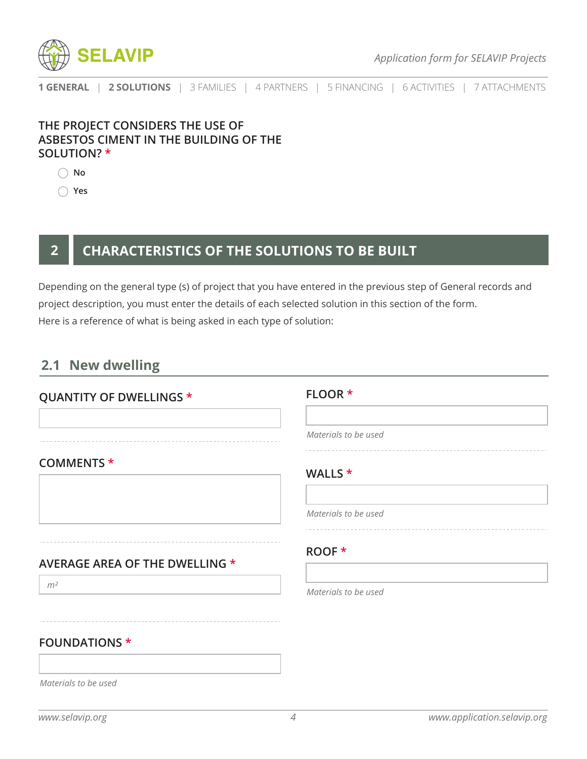THE PROJECT CONSIDERS THE USE OF ASBESTOS CIMENT IN THE BUILDING OF THE SOLUTION? *

- ◯ No
- ◯ Yes

# 2 CHARACTERISTICS OF THE SOLUTIONS TO BE BUILT

Depending on the general type (s) of project that you have entered in the previous step of General records and project description, you must enter the details of each selected solution in this section of the form.
Here is a reference of what is being asked in each type of solution:

## 2.1 New dwelling

**QUANTITY OF DWELLINGS** *

**COMMENTS** *

**AVERAGE AREA OF THE DWELLING** *

*$m^2$*

**FOUNDATIONS** *

*Materials to be used*

**FLOOR** *

*Materials to be used*

**WALLS** *

*Materials to be used*

**ROOF** *

*Materials to be used*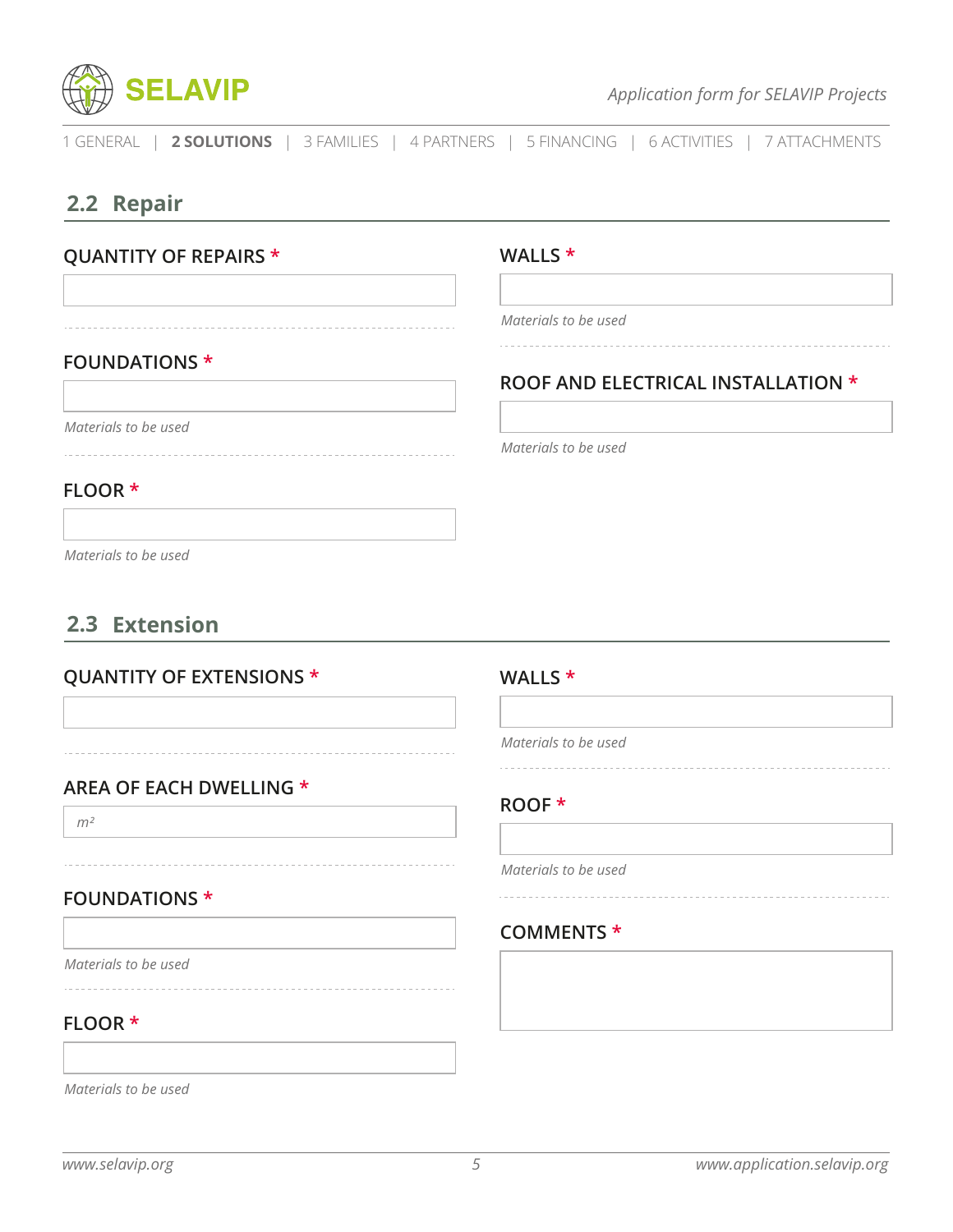1 GENERAL | **2 SOLUTIONS** | 3 FAMILIES | 4 PARTNERS | 5 FINANCING | 6 ACTIVITIES | 7 ATTACHMENTS

## 2.2 Repair

**QUANTITY OF REPAIRS** *

**FOUNDATIONS** *

*Materials to be used*

**FLOOR** *

*Materials to be used*

**WALLS** *

*Materials to be used*

**ROOF AND ELECTRICAL INSTALLATION** *

*Materials to be used*

## 2.3 Extension

**QUANTITY OF EXTENSIONS** *

**AREA OF EACH DWELLING** *

*$m^2$*

**FOUNDATIONS** *

*Materials to be used*

**FLOOR** *

*Materials to be used*

**WALLS** *

*Materials to be used*

**ROOF** *

*Materials to be used*

**COMMENTS** *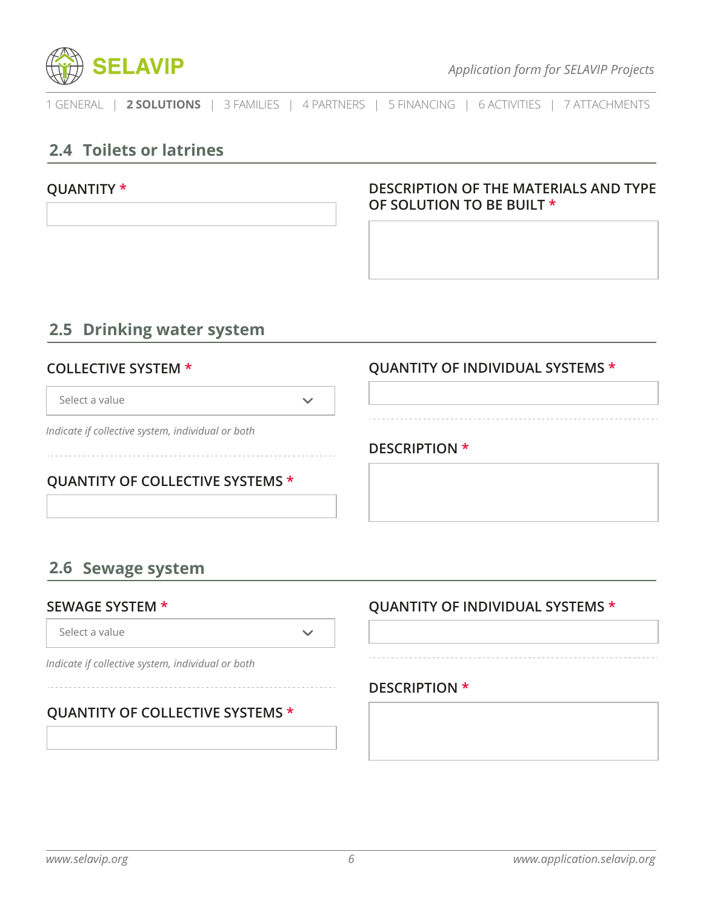1 GENERAL | **2 SOLUTIONS** | 3 FAMILIES | 4 PARTNERS | 5 FINANCING | 6 ACTIVITIES | 7 ATTACHMENTS

## 2.4 Toilets or latrines

**QUANTITY** *

**DESCRIPTION OF THE MATERIALS AND TYPE OF SOLUTION TO BE BUILT** *

## 2.5 Drinking water system

**COLLECTIVE SYSTEM** *

Select a value

*Indicate if collective system, individual or both*

**QUANTITY OF COLLECTIVE SYSTEMS** *

**QUANTITY OF INDIVIDUAL SYSTEMS** *

**DESCRIPTION** *

## 2.6 Sewage system

**SEWAGE SYSTEM** *

Select a value

*Indicate if collective system, individual or both*

**QUANTITY OF COLLECTIVE SYSTEMS** *

**QUANTITY OF INDIVIDUAL SYSTEMS** *

**DESCRIPTION** *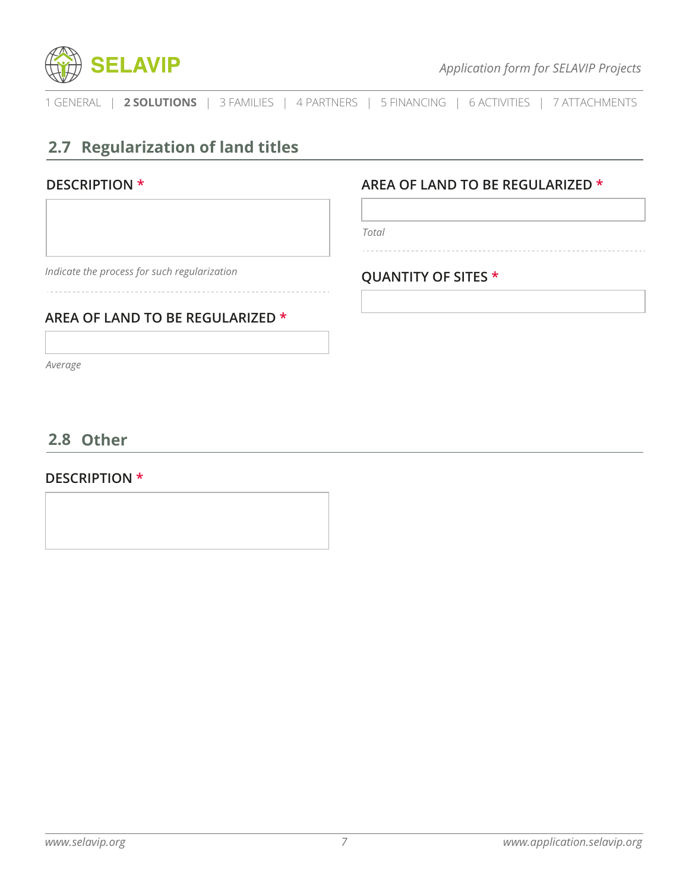## 2.7 Regularization of land titles

**DESCRIPTION \***

*Indicate the process for such regularization*

**AREA OF LAND TO BE REGULARIZED \***

*Average*

**AREA OF LAND TO BE REGULARIZED \***

*Total*

**QUANTITY OF SITES \***

## 2.8 Other

**DESCRIPTION \***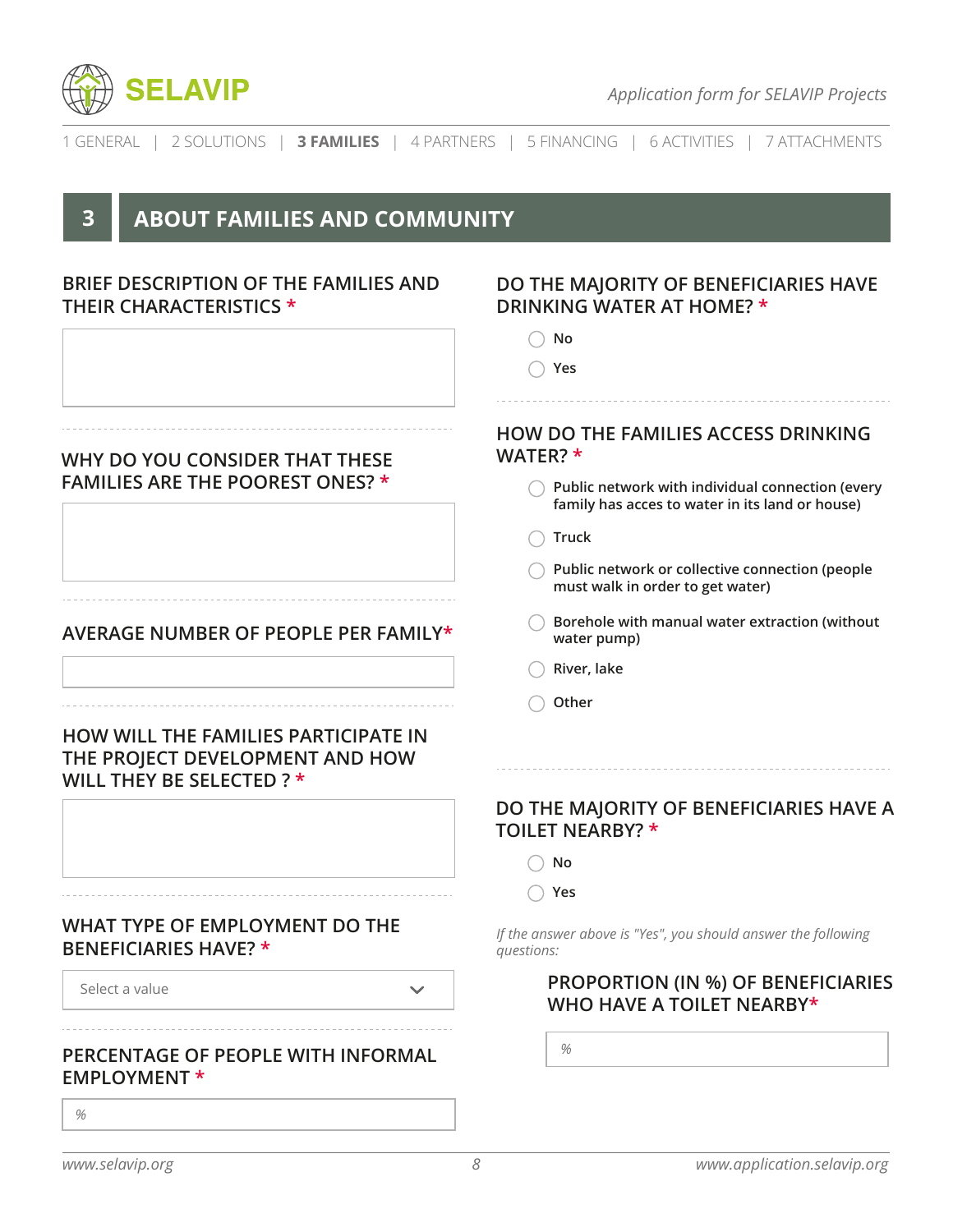1 GENERAL | 2 SOLUTIONS | **3 FAMILIES** | 4 PARTNERS | 5 FINANCING | 6 ACTIVITIES | 7 ATTACHMENTS

# 3 ABOUT FAMILIES AND COMMUNITY

### BRIEF DESCRIPTION OF THE FAMILIES AND THEIR CHARACTERISTICS *

### WHY DO YOU CONSIDER THAT THESE FAMILIES ARE THE POOREST ONES? *

### AVERAGE NUMBER OF PEOPLE PER FAMILY*

### HOW WILL THE FAMILIES PARTICIPATE IN THE PROJECT DEVELOPMENT AND HOW WILL THEY BE SELECTED ? *

### WHAT TYPE OF EMPLOYMENT DO THE BENEFICIARIES HAVE? *

Select a value

### PERCENTAGE OF PEOPLE WITH INFORMAL EMPLOYMENT *

%

### DO THE MAJORITY OF BENEFICIARIES HAVE DRINKING WATER AT HOME? *

- ◯ No
- ◯ Yes

### HOW DO THE FAMILIES ACCESS DRINKING WATER? *

- ◯ Public network with individual connection (every family has acces to water in its land or house)
- ◯ Truck
- ◯ Public network or collective connection (people must walk in order to get water)
- ◯ Borehole with manual water extraction (without water pump)
- ◯ River, lake
- ◯ Other

### DO THE MAJORITY OF BENEFICIARIES HAVE A TOILET NEARBY? *

- ◯ No
- ◯ Yes

*If the answer above is "Yes", you should answer the following questions:*

#### PROPORTION (IN %) OF BENEFICIARIES WHO HAVE A TOILET NEARBY*

%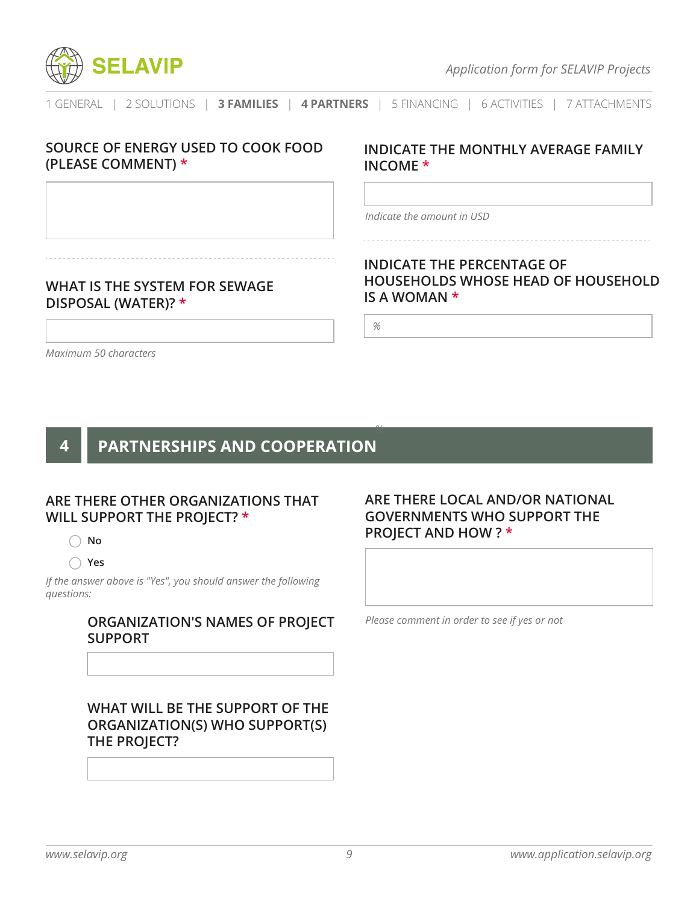SOURCE OF ENERGY USED TO COOK FOOD (PLEASE COMMENT) *

WHAT IS THE SYSTEM FOR SEWAGE DISPOSAL (WATER)? *

*Maximum 50 characters*

INDICATE THE MONTHLY AVERAGE FAMILY INCOME *

*Indicate the amount in USD*

INDICATE THE PERCENTAGE OF HOUSEHOLDS WHOSE HEAD OF HOUSEHOLD IS A WOMAN *

%

## 4 PARTNERSHIPS AND COOPERATION

ARE THERE OTHER ORGANIZATIONS THAT WILL SUPPORT THE PROJECT? *

- ◯ No
- ◯ Yes

*If the answer above is "Yes", you should answer the following questions:*

ORGANIZATION'S NAMES OF PROJECT SUPPORT

WHAT WILL BE THE SUPPORT OF THE ORGANIZATION(S) WHO SUPPORT(S) THE PROJECT?

ARE THERE LOCAL AND/OR NATIONAL GOVERNMENTS WHO SUPPORT THE PROJECT AND HOW ? *

*Please comment in order to see if yes or not*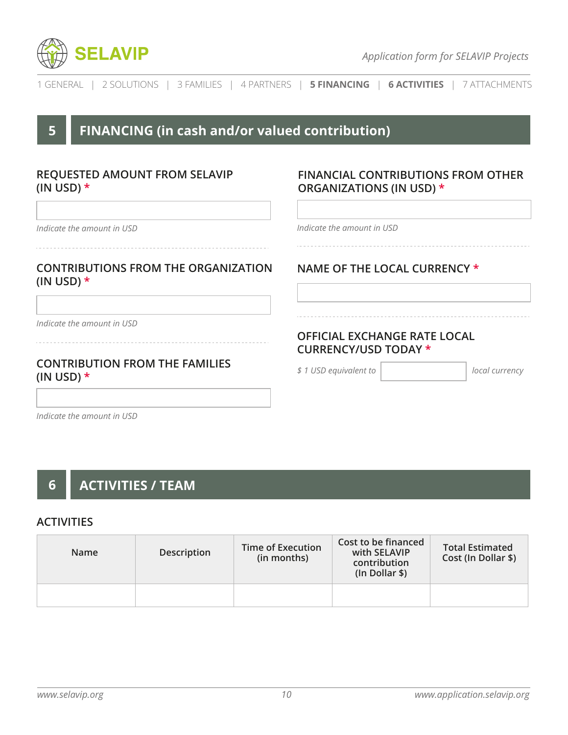1 GENERAL | 2 SOLUTIONS | 3 FAMILIES | 4 PARTNERS | **5 FINANCING** | **6 ACTIVITIES** | 7 ATTACHMENTS

## 5 FINANCING (in cash and/or valued contribution)

### REQUESTED AMOUNT FROM SELAVIP (IN USD) *

*Indicate the amount in USD*

### CONTRIBUTIONS FROM THE ORGANIZATION (IN USD) *

*Indicate the amount in USD*

### CONTRIBUTION FROM THE FAMILIES (IN USD) *

*Indicate the amount in USD*

### FINANCIAL CONTRIBUTIONS FROM OTHER ORGANIZATIONS (IN USD) *

*Indicate the amount in USD*

### NAME OF THE LOCAL CURRENCY *

### OFFICIAL EXCHANGE RATE LOCAL CURRENCY/USD TODAY *

*$ 1 USD equivalent to* ______ *local currency*

## 6 ACTIVITIES / TEAM

### ACTIVITIES

| Name | Description | Time of Execution (in months) | Cost to be financed with SELAVIP contribution (In Dollar $) | Total Estimated Cost (In Dollar $) |
|---|---|---|---|---|
| | | | | |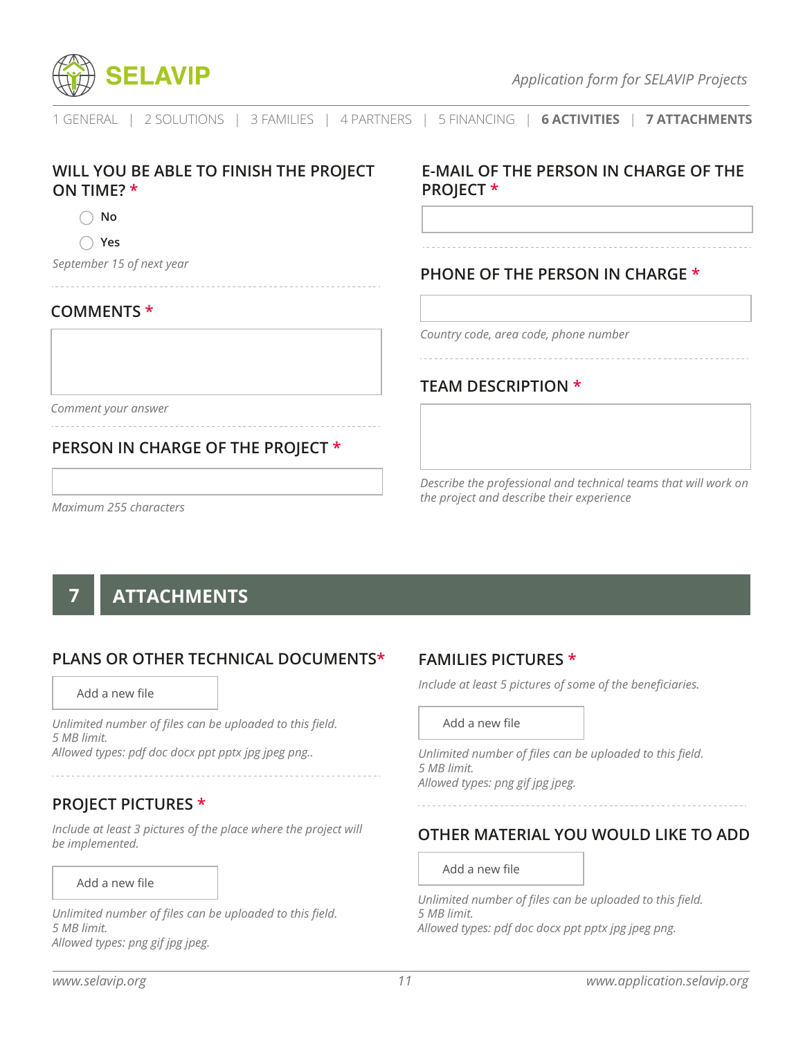1 GENERAL | 2 SOLUTIONS | 3 FAMILIES | 4 PARTNERS | 5 FINANCING | **6 ACTIVITIES** | **7 ATTACHMENTS**

### WILL YOU BE ABLE TO FINISH THE PROJECT ON TIME? *

- No
- Yes

*September 15 of next year*

### COMMENTS *

*Comment your answer*

### PERSON IN CHARGE OF THE PROJECT *

*Maximum 255 characters*

### E-MAIL OF THE PERSON IN CHARGE OF THE PROJECT *

### PHONE OF THE PERSON IN CHARGE *

*Country code, area code, phone number*

### TEAM DESCRIPTION *

*Describe the professional and technical teams that will work on the project and describe their experience*

## 7 ATTACHMENTS

### PLANS OR OTHER TECHNICAL DOCUMENTS*

Add a new file

*Unlimited number of files can be uploaded to this field.*
*5 MB limit.*
*Allowed types: pdf doc docx ppt pptx jpg jpeg png..*

### PROJECT PICTURES *

*Include at least 3 pictures of the place where the project will be implemented.*

Add a new file

*Unlimited number of files can be uploaded to this field.*
*5 MB limit.*
*Allowed types: png gif jpg jpeg.*

### FAMILIES PICTURES *

*Include at least 5 pictures of some of the beneficiaries.*

Add a new file

*Unlimited number of files can be uploaded to this field.*
*5 MB limit.*
*Allowed types: png gif jpg jpeg.*

### OTHER MATERIAL YOU WOULD LIKE TO ADD

Add a new file

*Unlimited number of files can be uploaded to this field.*
*5 MB limit.*
*Allowed types: pdf doc docx ppt pptx jpg jpeg png.*